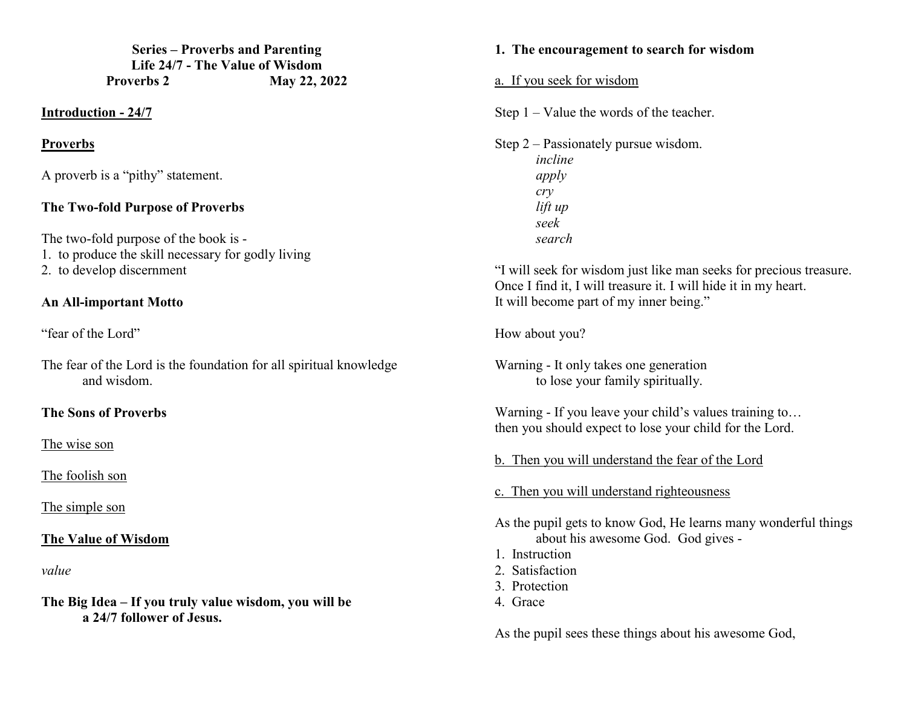**Series – Proverbs and Parenting**
**Life 24/7 - The Value of Wisdom**
**Proverbs 2 May 22, 2022**

**<u>Introduction - 24/7</u>**

**<u>Proverbs</u>**

A proverb is a "pithy" statement.

**The Two-fold Purpose of Proverbs**

The two-fold purpose of the book is -
1. to produce the skill necessary for godly living
2. to develop discernment

**An All-important Motto**

"fear of the Lord"

The fear of the Lord is the foundation for all spiritual knowledge and wisdom.

**The Sons of Proverbs**

<u>The wise son</u>

<u>The foolish son</u>

<u>The simple son</u>

**<u>The Value of Wisdom</u>**

*value*

**The Big Idea – If you truly value wisdom, you will be a 24/7 follower of Jesus.**

**1. The encouragement to search for wisdom**

<u>a. If you seek for wisdom</u>

Step 1 – Value the words of the teacher.

Step 2 – Passionately pursue wisdom.
*incline*
*apply*
*cry*
*lift up*
*seek*
*search*

"I will seek for wisdom just like man seeks for precious treasure.
Once I find it, I will treasure it. I will hide it in my heart.
It will become part of my inner being."

How about you?

Warning - It only takes one generation to lose your family spiritually.

Warning - If you leave your child's values training to…
then you should expect to lose your child for the Lord.

<u>b. Then you will understand the fear of the Lord</u>

<u>c. Then you will understand righteousness</u>

As the pupil gets to know God, He learns many wonderful things about his awesome God. God gives -
1. Instruction
2. Satisfaction
3. Protection
4. Grace

As the pupil sees these things about his awesome God,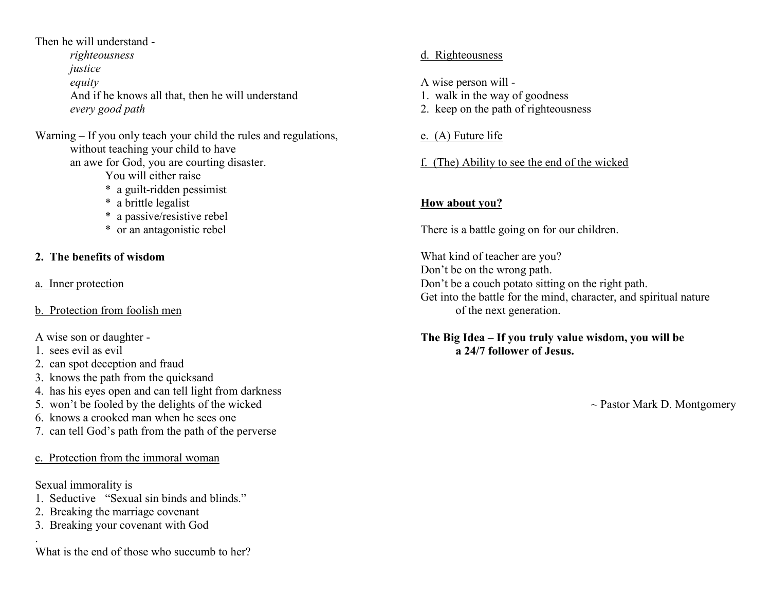Then he will understand -

*righteousness*
*justice*
*equity*
And if he knows all that, then he will understand
*every good path*

Warning – If you only teach your child the rules and regulations, without teaching your child to have an awe for God, you are courting disaster.

You will either raise
* a guilt-ridden pessimist
* a brittle legalist
* a passive/resistive rebel
* or an antagonistic rebel

**2. The benefits of wisdom**

<u>a. Inner protection</u>

<u>b. Protection from foolish men</u>

A wise son or daughter -
1. sees evil as evil
2. can spot deception and fraud
3. knows the path from the quicksand
4. has his eyes open and can tell light from darkness
5. won't be fooled by the delights of the wicked
6. knows a crooked man when he sees one
7. can tell God's path from the path of the perverse

<u>c. Protection from the immoral woman</u>

Sexual immorality is
1. Seductive "Sexual sin binds and blinds."
2. Breaking the marriage covenant
3. Breaking your covenant with God

.

What is the end of those who succumb to her?

<u>d. Righteousness</u>

A wise person will -
1. walk in the way of goodness
2. keep on the path of righteousness

<u>e. (A) Future life</u>

<u>f. (The) Ability to see the end of the wicked</u>

**<u>How about you?</u>**

There is a battle going on for our children.

What kind of teacher are you?
Don't be on the wrong path.
Don't be a couch potato sitting on the right path.
Get into the battle for the mind, character, and spiritual nature of the next generation.

**The Big Idea – If you truly value wisdom, you will be a 24/7 follower of Jesus.**

~ Pastor Mark D. Montgomery